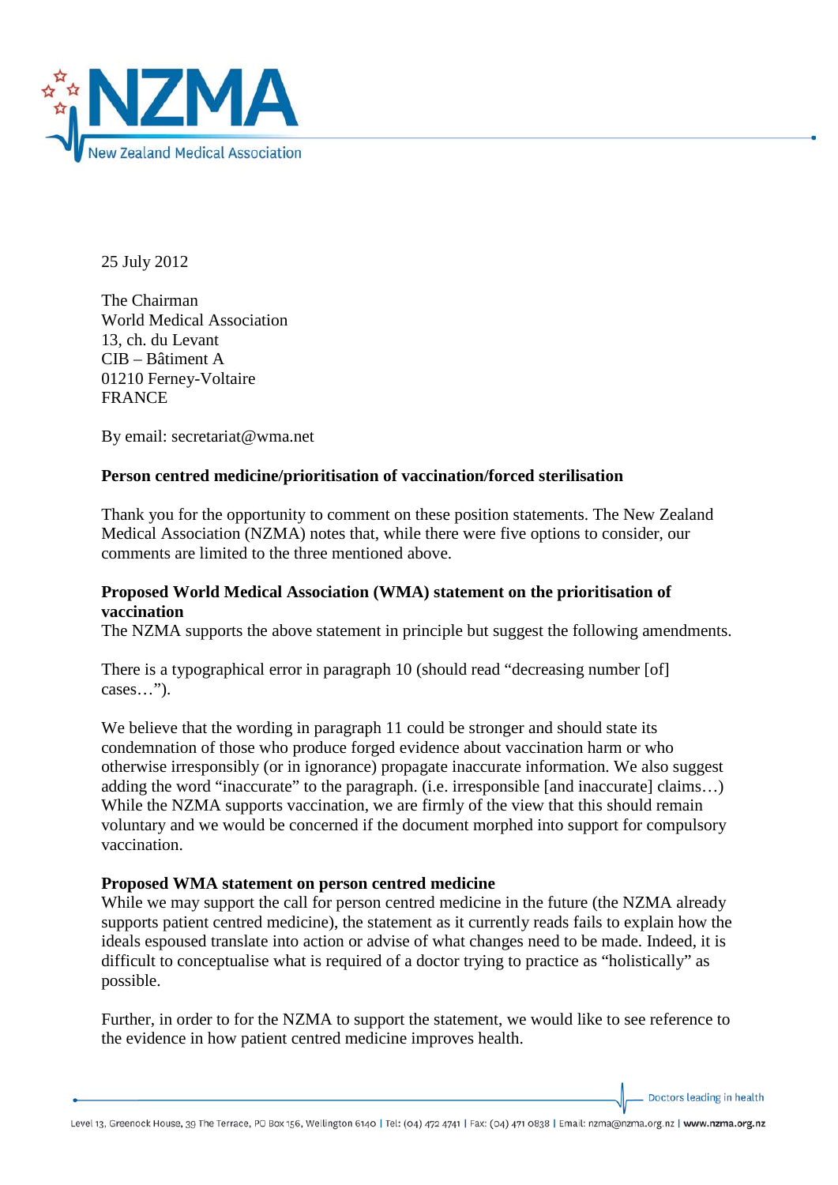25 July 2012

The Chairman
World Medical Association
13, ch. du Levant
CIB – Bâtiment A
01210 Ferney-Voltaire
FRANCE

By email: secretariat@wma.net

**Person centred medicine/prioritisation of vaccination/forced sterilisation**

Thank you for the opportunity to comment on these position statements. The New Zealand Medical Association (NZMA) notes that, while there were five options to consider, our comments are limited to the three mentioned above.

**Proposed World Medical Association (WMA) statement on the prioritisation of vaccination**

The NZMA supports the above statement in principle but suggest the following amendments.

There is a typographical error in paragraph 10 (should read "decreasing number [of] cases…").

We believe that the wording in paragraph 11 could be stronger and should state its condemnation of those who produce forged evidence about vaccination harm or who otherwise irresponsibly (or in ignorance) propagate inaccurate information. We also suggest adding the word "inaccurate" to the paragraph. (i.e. irresponsible [and inaccurate] claims…) While the NZMA supports vaccination, we are firmly of the view that this should remain voluntary and we would be concerned if the document morphed into support for compulsory vaccination.

**Proposed WMA statement on person centred medicine**

While we may support the call for person centred medicine in the future (the NZMA already supports patient centred medicine), the statement as it currently reads fails to explain how the ideals espoused translate into action or advise of what changes need to be made. Indeed, it is difficult to conceptualise what is required of a doctor trying to practice as "holistically" as possible.

Further, in order to for the NZMA to support the statement, we would like to see reference to the evidence in how patient centred medicine improves health.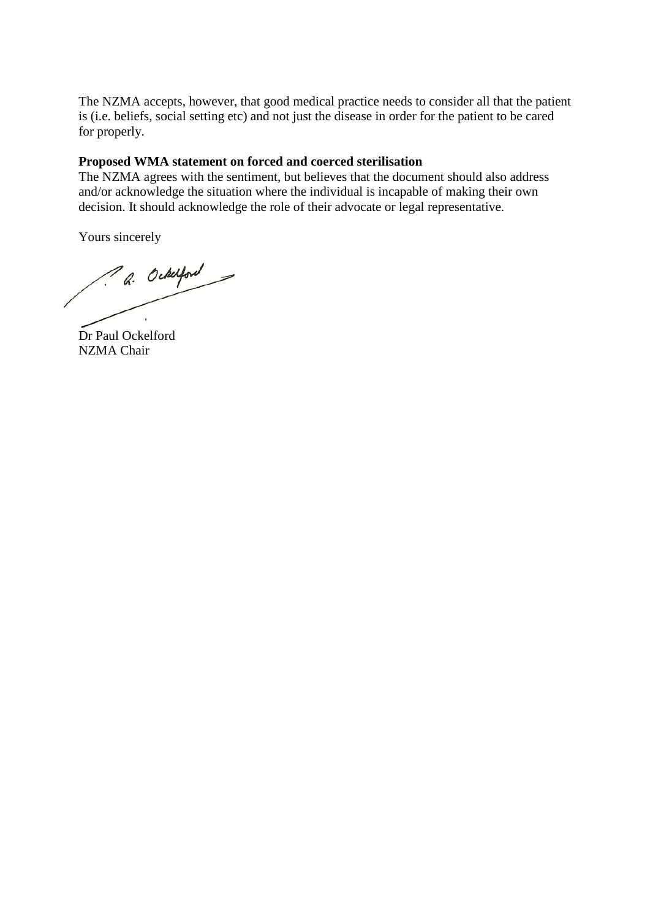The NZMA accepts, however, that good medical practice needs to consider all that the patient is (i.e. beliefs, social setting etc) and not just the disease in order for the patient to be cared for properly.

**Proposed WMA statement on forced and coerced sterilisation**

The NZMA agrees with the sentiment, but believes that the document should also address and/or acknowledge the situation where the individual is incapable of making their own decision. It should acknowledge the role of their advocate or legal representative.

Yours sincerely

Dr Paul Ockelford
NZMA Chair